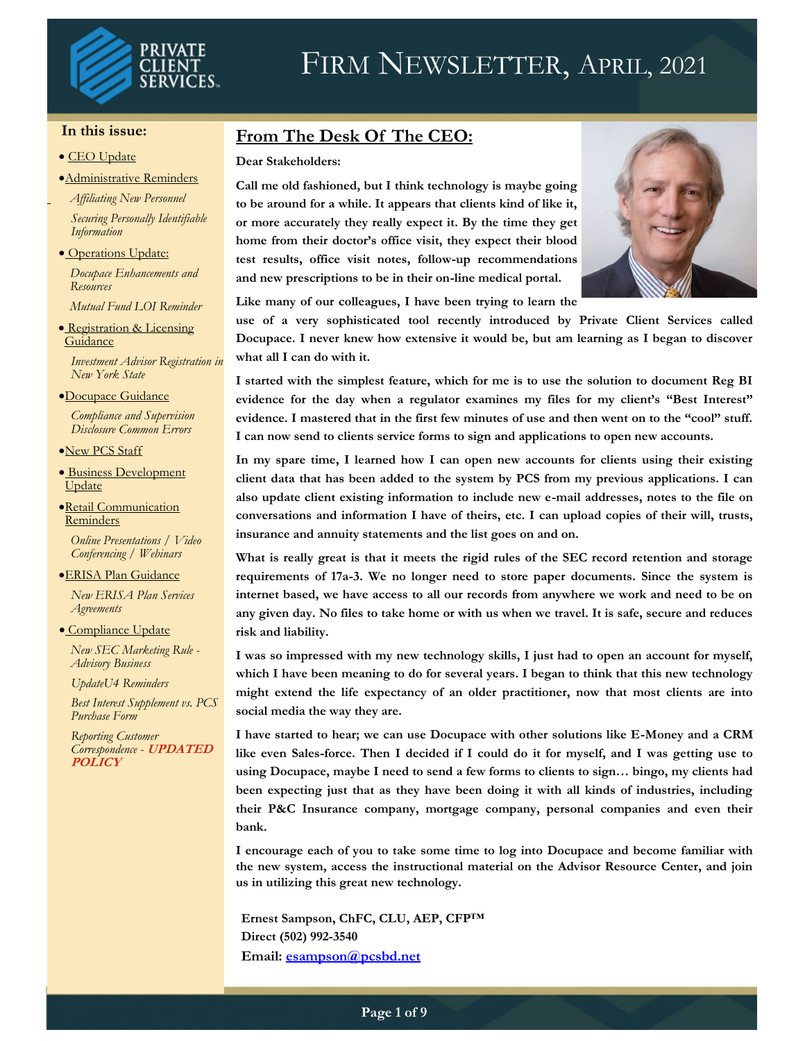# Firm Newsletter, April, 2021

## In this issue:

- CEO Update
- Administrative Reminders
  - *Affiliating New Personnel*
  - *Securing Personally Identifiable Information*
- Operations Update:
  - *Docupace Enhancements and Resources*
  - *Mutual Fund LOI Reminder*
- Registration & Licensing Guidance
  - *Investment Advisor Registration in New York State*
- Docupace Guidance
  - *Compliance and Supervision Disclosure Common Errors*
- New PCS Staff
- Business Development Update
- Retail Communication Reminders
  - *Online Presentations / Video Conferencing / Webinars*
- ERISA Plan Guidance
  - *New ERISA Plan Services Agreements*
- Compliance Update
  - *New SEC Marketing Rule - Advisory Business*
  - *UpdateU4 Reminders*
  - *Best Interest Supplement vs. PCS Purchase Form*
  - *Reporting Customer Correspondence - **UPDATED POLICY***

## From The Desk Of The CEO:

**Dear Stakeholders:**

**Call me old fashioned, but I think technology is maybe going to be around for a while. It appears that clients kind of like it, or more accurately they really expect it. By the time they get home from their doctor's office visit, they expect their blood test results, office visit notes, follow-up recommendations and new prescriptions to be in their on-line medical portal.**

**Like many of our colleagues, I have been trying to learn the use of a very sophisticated tool recently introduced by Private Client Services called Docupace. I never knew how extensive it would be, but am learning as I began to discover what all I can do with it.**

**I started with the simplest feature, which for me is to use the solution to document Reg BI evidence for the day when a regulator examines my files for my client's "Best Interest" evidence. I mastered that in the first few minutes of use and then went on to the "cool" stuff. I can now send to clients service forms to sign and applications to open new accounts.**

**In my spare time, I learned how I can open new accounts for clients using their existing client data that has been added to the system by PCS from my previous applications. I can also update client existing information to include new e-mail addresses, notes to the file on conversations and information I have of theirs, etc. I can upload copies of their will, trusts, insurance and annuity statements and the list goes on and on.**

**What is really great is that it meets the rigid rules of the SEC record retention and storage requirements of 17a-3. We no longer need to store paper documents. Since the system is internet based, we have access to all our records from anywhere we work and need to be on any given day. No files to take home or with us when we travel. It is safe, secure and reduces risk and liability.**

**I was so impressed with my new technology skills, I just had to open an account for myself, which I have been meaning to do for several years. I began to think that this new technology might extend the life expectancy of an older practitioner, now that most clients are into social media the way they are.**

**I have started to hear; we can use Docupace with other solutions like E-Money and a CRM like even Sales-force. Then I decided if I could do it for myself, and I was getting use to using Docupace, maybe I need to send a few forms to clients to sign… bingo, my clients had been expecting just that as they have been doing it with all kinds of industries, including their P&C Insurance company, mortgage company, personal companies and even their bank.**

**I encourage each of you to take some time to log into Docupace and become familiar with the new system, access the instructional material on the Advisor Resource Center, and join us in utilizing this great new technology.**

**Ernest Sampson, ChFC, CLU, AEP, CFP™**
**Direct (502) 992-3540**
**Email: esampson@pcsbd.net**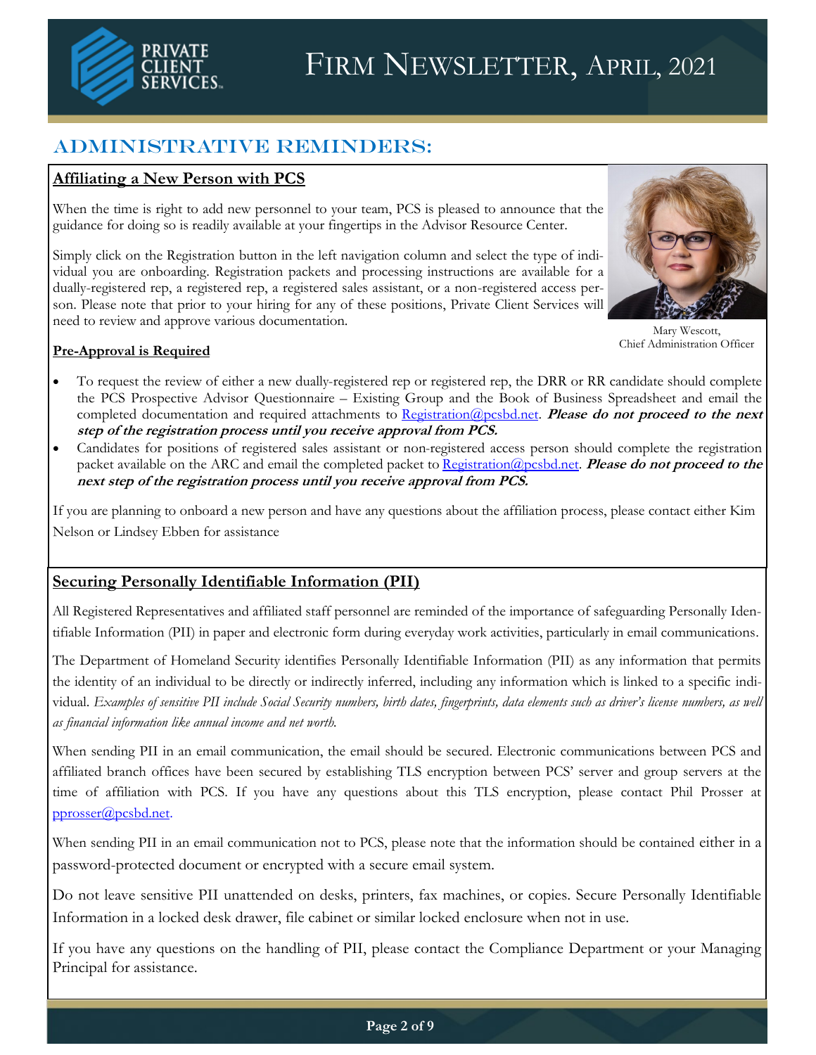# Firm Newsletter, April, 2021

## Administrative Reminders:

### Affiliating a New Person with PCS

When the time is right to add new personnel to your team, PCS is pleased to announce that the guidance for doing so is readily available at your fingertips in the Advisor Resource Center.

Simply click on the Registration button in the left navigation column and select the type of individual you are onboarding. Registration packets and processing instructions are available for a dually-registered rep, a registered rep, a registered sales assistant, or a non-registered access person. Please note that prior to your hiring for any of these positions, Private Client Services will need to review and approve various documentation.

Mary Wescott,
Chief Administration Officer

**Pre-Approval is Required**

- To request the review of either a new dually-registered rep or registered rep, the DRR or RR candidate should complete the PCS Prospective Advisor Questionnaire – Existing Group and the Book of Business Spreadsheet and email the completed documentation and required attachments to Registration@pcsbd.net. ***Please do not proceed to the next step of the registration process until you receive approval from PCS.***
- Candidates for positions of registered sales assistant or non-registered access person should complete the registration packet available on the ARC and email the completed packet to Registration@pcsbd.net. ***Please do not proceed to the next step of the registration process until you receive approval from PCS.***

If you are planning to onboard a new person and have any questions about the affiliation process, please contact either Kim Nelson or Lindsey Ebben for assistance

### Securing Personally Identifiable Information (PII)

All Registered Representatives and affiliated staff personnel are reminded of the importance of safeguarding Personally Identifiable Information (PII) in paper and electronic form during everyday work activities, particularly in email communications.

The Department of Homeland Security identifies Personally Identifiable Information (PII) as any information that permits the identity of an individual to be directly or indirectly inferred, including any information which is linked to a specific individual. *Examples of sensitive PII include Social Security numbers, birth dates, fingerprints, data elements such as driver's license numbers, as well as financial information like annual income and net worth.*

When sending PII in an email communication, the email should be secured. Electronic communications between PCS and affiliated branch offices have been secured by establishing TLS encryption between PCS' server and group servers at the time of affiliation with PCS. If you have any questions about this TLS encryption, please contact Phil Prosser at pprosser@pcsbd.net.

When sending PII in an email communication not to PCS, please note that the information should be contained either in a password-protected document or encrypted with a secure email system.

Do not leave sensitive PII unattended on desks, printers, fax machines, or copies. Secure Personally Identifiable Information in a locked desk drawer, file cabinet or similar locked enclosure when not in use.

If you have any questions on the handling of PII, please contact the Compliance Department or your Managing Principal for assistance.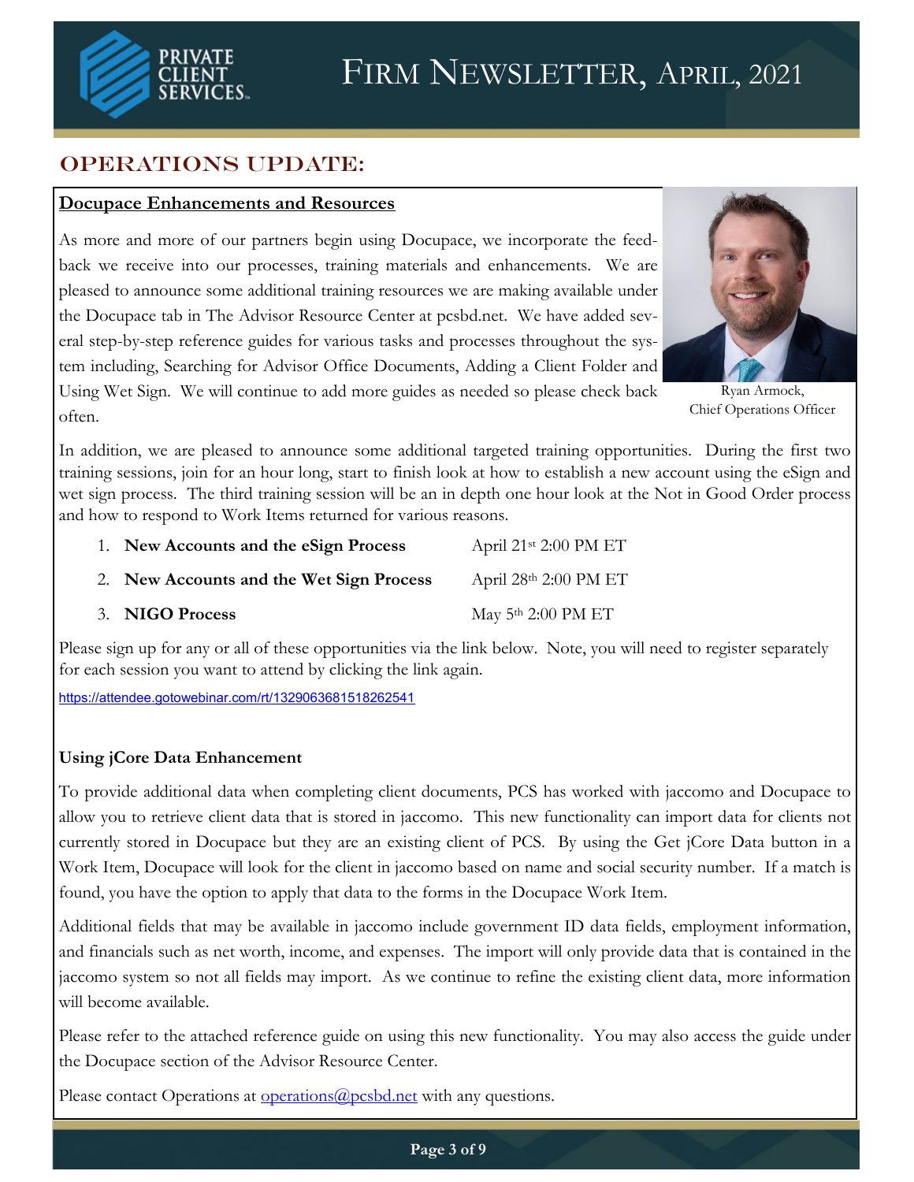# Firm Newsletter, April, 2021

## OPERATIONS UPDATE:

### Docupace Enhancements and Resources

As more and more of our partners begin using Docupace, we incorporate the feedback we receive into our processes, training materials and enhancements. We are pleased to announce some additional training resources we are making available under the Docupace tab in The Advisor Resource Center at pcsbd.net. We have added several step-by-step reference guides for various tasks and processes throughout the system including, Searching for Advisor Office Documents, Adding a Client Folder and Using Wet Sign. We will continue to add more guides as needed so please check back often.

Ryan Armock,
Chief Operations Officer

In addition, we are pleased to announce some additional targeted training opportunities. During the first two training sessions, join for an hour long, start to finish look at how to establish a new account using the eSign and wet sign process. The third training session will be an in depth one hour look at the Not in Good Order process and how to respond to Work Items returned for various reasons.

1. **New Accounts and the eSign Process** — April 21st 2:00 PM ET
2. **New Accounts and the Wet Sign Process** — April 28th 2:00 PM ET
3. **NIGO Process** — May 5th 2:00 PM ET

Please sign up for any or all of these opportunities via the link below. Note, you will need to register separately for each session you want to attend by clicking the link again.

https://attendee.gotowebinar.com/rt/1329063681518262541

### Using jCore Data Enhancement

To provide additional data when completing client documents, PCS has worked with jaccomo and Docupace to allow you to retrieve client data that is stored in jaccomo. This new functionality can import data for clients not currently stored in Docupace but they are an existing client of PCS. By using the Get jCore Data button in a Work Item, Docupace will look for the client in jaccomo based on name and social security number. If a match is found, you have the option to apply that data to the forms in the Docupace Work Item.

Additional fields that may be available in jaccomo include government ID data fields, employment information, and financials such as net worth, income, and expenses. The import will only provide data that is contained in the jaccomo system so not all fields may import. As we continue to refine the existing client data, more information will become available.

Please refer to the attached reference guide on using this new functionality. You may also access the guide under the Docupace section of the Advisor Resource Center.

Please contact Operations at operations@pcsbd.net with any questions.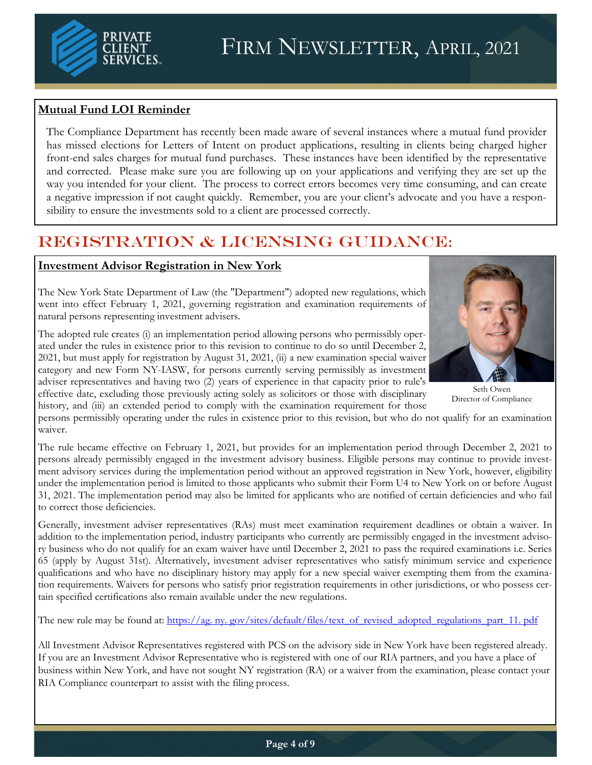### Mutual Fund LOI Reminder

The Compliance Department has recently been made aware of several instances where a mutual fund provider has missed elections for Letters of Intent on product applications, resulting in clients being charged higher front-end sales charges for mutual fund purchases. These instances have been identified by the representative and corrected. Please make sure you are following up on your applications and verifying they are set up the way you intended for your client. The process to correct errors becomes very time consuming, and can create a negative impression if not caught quickly. Remember, you are your client's advocate and you have a responsibility to ensure the investments sold to a client are processed correctly.

## REGISTRATION & LICENSING GUIDANCE:

### Investment Advisor Registration in New York

The New York State Department of Law (the "Department") adopted new regulations, which went into effect February 1, 2021, governing registration and examination requirements of natural persons representing investment advisers.

The adopted rule creates (i) an implementation period allowing persons who permissibly operated under the rules in existence prior to this revision to continue to do so until December 2, 2021, but must apply for registration by August 31, 2021, (ii) a new examination special waiver category and new Form NY-IASW, for persons currently serving permissibly as investment adviser representatives and having two (2) years of experience in that capacity prior to rule's effective date, excluding those previously acting solely as solicitors or those with disciplinary history, and (iii) an extended period to comply with the examination requirement for those persons permissibly operating under the rules in existence prior to this revision, but who do not qualify for an examination waiver.

Seth Owen
Director of Compliance

The rule became effective on February 1, 2021, but provides for an implementation period through December 2, 2021 to persons already permissibly engaged in the investment advisory business. Eligible persons may continue to provide investment advisory services during the implementation period without an approved registration in New York, however, eligibility under the implementation period is limited to those applicants who submit their Form U4 to New York on or before August 31, 2021. The implementation period may also be limited for applicants who are notified of certain deficiencies and who fail to correct those deficiencies.

Generally, investment adviser representatives (RAs) must meet examination requirement deadlines or obtain a waiver. In addition to the implementation period, industry participants who currently are permissibly engaged in the investment advisory business who do not qualify for an exam waiver have until December 2, 2021 to pass the required examinations i.e. Series 65 (apply by August 31st). Alternatively, investment adviser representatives who satisfy minimum service and experience qualifications and who have no disciplinary history may apply for a new special waiver exempting them from the examination requirements. Waivers for persons who satisfy prior registration requirements in other jurisdictions, or who possess certain specified certifications also remain available under the new regulations.

The new rule may be found at: https://ag. ny. gov/sites/default/files/text_of_revised_adopted_regulations_part_11. pdf

All Investment Advisor Representatives registered with PCS on the advisory side in New York have been registered already. If you are an Investment Advisor Representative who is registered with one of our RIA partners, and you have a place of business within New York, and have not sought NY registration (RA) or a waiver from the examination, please contact your RIA Compliance counterpart to assist with the filing process.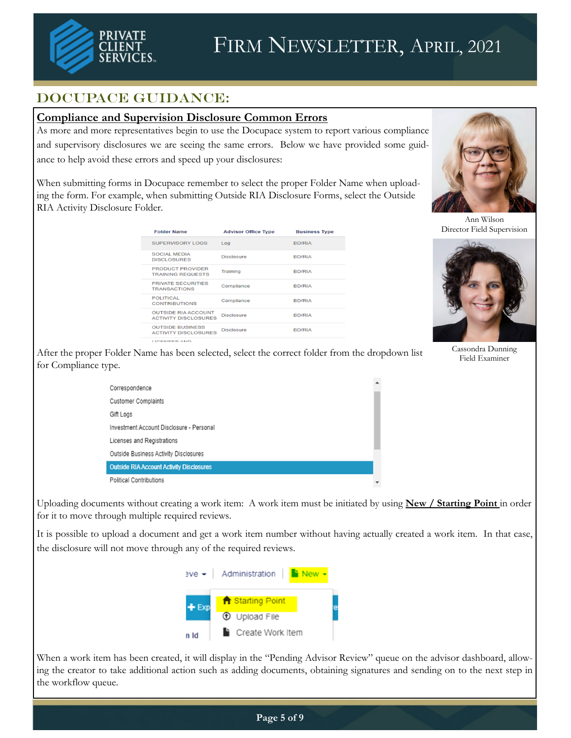# Firm Newsletter, April, 2021

## DOCUPACE GUIDANCE:

### Compliance and Supervision Disclosure Common Errors

As more and more representatives begin to use the Docupace system to report various compliance and supervisory disclosures we are seeing the same errors. Below we have provided some guidance to help avoid these errors and speed up your disclosures:

When submitting forms in Docupace remember to select the proper Folder Name when uploading the form. For example, when submitting Outside RIA Disclosure Forms, select the Outside RIA Activity Disclosure Folder.

| Folder Name | Advisor Office Type | Business Type |
|---|---|---|
| SUPERVISORY LOGS | Log | BD/RIA |
| SOCIAL MEDIA DISCLOSURES | Disclosure | BD/RIA |
| PRODUCT PROVIDER TRAINING REQUESTS | Training | BD/RIA |
| PRIVATE SECURITIES TRANSACTIONS | Compliance | BD/RIA |
| POLITICAL CONTRIBUTIONS | Compliance | BD/RIA |
| OUTSIDE RIA ACCOUNT ACTIVITY DISCLOSURES | Disclosure | BD/RIA |
| OUTSIDE BUSINESS ACTIVITY DISCLOSURES | Disclosure | BD/RIA |

After the proper Folder Name has been selected, select the correct folder from the dropdown list for Compliance type.

- Correspondence
- Customer Complaints
- Gift Logs
- Investment Account Disclosure - Personal
- Licenses and Registrations
- Outside Business Activity Disclosures
- Outside RIA Account Activity Disclosures
- Political Contributions

Uploading documents without creating a work item: A work item must be initiated by using **New / Starting Point** in order for it to move through multiple required reviews.

It is possible to upload a document and get a work item number without having actually created a work item. In that case, the disclosure will not move through any of the required reviews.

Administration | New
- Starting Point
- Upload File
- Create Work Item

When a work item has been created, it will display in the "Pending Advisor Review" queue on the advisor dashboard, allowing the creator to take additional action such as adding documents, obtaining signatures and sending on to the next step in the workflow queue.

Ann Wilson
Director Field Supervision

Cassondra Dunning
Field Examiner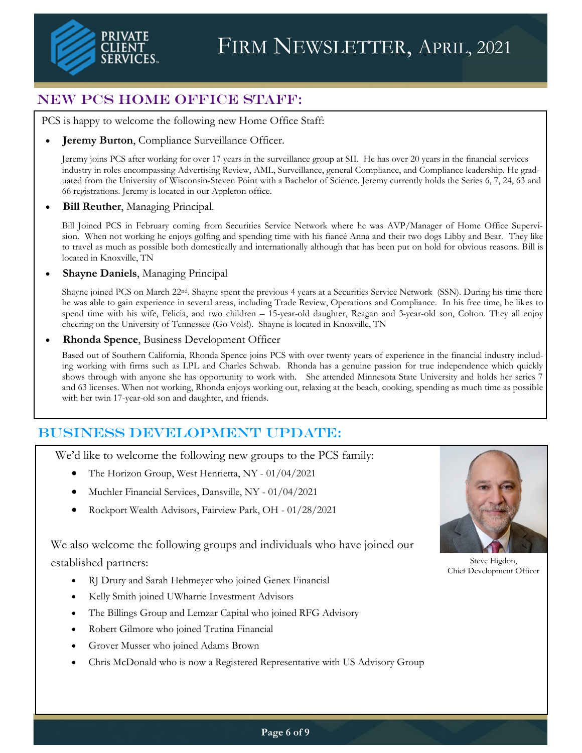# Firm Newsletter, April, 2021

## NEW PCS HOME OFFICE STAFF:

PCS is happy to welcome the following new Home Office Staff:

- **Jeremy Burton**, Compliance Surveillance Officer.

  Jeremy joins PCS after working for over 17 years in the surveillance group at SII. He has over 20 years in the financial services industry in roles encompassing Advertising Review, AML, Surveillance, general Compliance, and Compliance leadership. He graduated from the University of Wisconsin-Steven Point with a Bachelor of Science. Jeremy currently holds the Series 6, 7, 24, 63 and 66 registrations. Jeremy is located in our Appleton office.

- **Bill Reuther**, Managing Principal.

  Bill Joined PCS in February coming from Securities Service Network where he was AVP/Manager of Home Office Supervision. When not working he enjoys golfing and spending time with his fiancé Anna and their two dogs Libby and Bear. They like to travel as much as possible both domestically and internationally although that has been put on hold for obvious reasons. Bill is located in Knoxville, TN

- **Shayne Daniels**, Managing Principal

  Shayne joined PCS on March 22nd. Shayne spent the previous 4 years at a Securities Service Network (SSN). During his time there he was able to gain experience in several areas, including Trade Review, Operations and Compliance. In his free time, he likes to spend time with his wife, Felicia, and two children – 15-year-old daughter, Reagan and 3-year-old son, Colton. They all enjoy cheering on the University of Tennessee (Go Vols!). Shayne is located in Knoxville, TN

- **Rhonda Spence**, Business Development Officer

  Based out of Southern California, Rhonda Spence joins PCS with over twenty years of experience in the financial industry including working with firms such as LPL and Charles Schwab. Rhonda has a genuine passion for true independence which quickly shows through with anyone she has opportunity to work with. She attended Minnesota State University and holds her series 7 and 63 licenses. When not working, Rhonda enjoys working out, relaxing at the beach, cooking, spending as much time as possible with her twin 17-year-old son and daughter, and friends.

## BUSINESS DEVELOPMENT UPDATE:

We'd like to welcome the following new groups to the PCS family:

- The Horizon Group, West Henrietta, NY - 01/04/2021
- Muchler Financial Services, Dansville, NY - 01/04/2021
- Rockport Wealth Advisors, Fairview Park, OH - 01/28/2021

We also welcome the following groups and individuals who have joined our established partners:

- RJ Drury and Sarah Hehmeyer who joined Genex Financial
- Kelly Smith joined UWharrie Investment Advisors
- The Billings Group and Lemzar Capital who joined RFG Advisory
- Robert Gilmore who joined Trutina Financial
- Grover Musser who joined Adams Brown
- Chris McDonald who is now a Registered Representative with US Advisory Group

Steve Higdon,
Chief Development Officer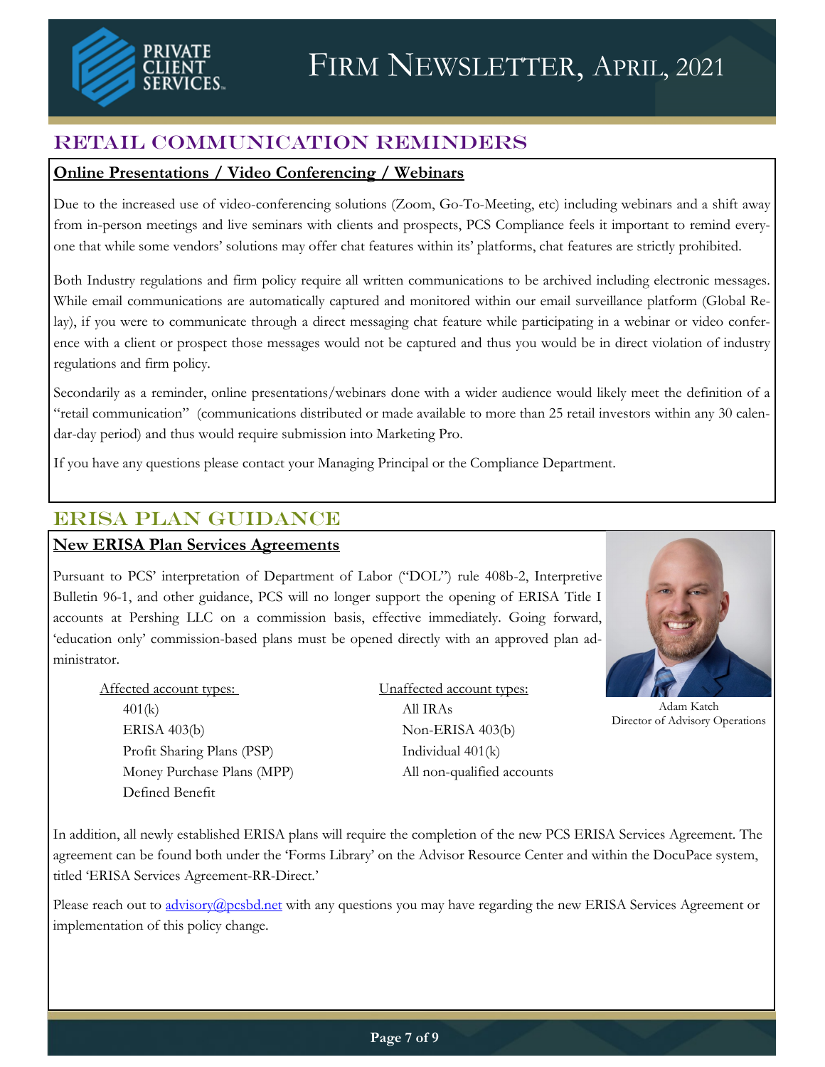# Firm Newsletter, April, 2021

## Retail Communication Reminders

### Online Presentations / Video Conferencing / Webinars

Due to the increased use of video-conferencing solutions (Zoom, Go-To-Meeting, etc) including webinars and a shift away from in-person meetings and live seminars with clients and prospects, PCS Compliance feels it important to remind everyone that while some vendors' solutions may offer chat features within its' platforms, chat features are strictly prohibited.

Both Industry regulations and firm policy require all written communications to be archived including electronic messages. While email communications are automatically captured and monitored within our email surveillance platform (Global Relay), if you were to communicate through a direct messaging chat feature while participating in a webinar or video conference with a client or prospect those messages would not be captured and thus you would be in direct violation of industry regulations and firm policy.

Secondarily as a reminder, online presentations/webinars done with a wider audience would likely meet the definition of a "retail communication" (communications distributed or made available to more than 25 retail investors within any 30 calendar-day period) and thus would require submission into Marketing Pro.

If you have any questions please contact your Managing Principal or the Compliance Department.

## ERISA Plan Guidance

### New ERISA Plan Services Agreements

Pursuant to PCS' interpretation of Department of Labor ("DOL") rule 408b-2, Interpretive Bulletin 96-1, and other guidance, PCS will no longer support the opening of ERISA Title I accounts at Pershing LLC on a commission basis, effective immediately. Going forward, 'education only' commission-based plans must be opened directly with an approved plan administrator.

Adam Katch
Director of Advisory Operations

Affected account types:

- 401(k)
- ERISA 403(b)
- Profit Sharing Plans (PSP)
- Money Purchase Plans (MPP)
- Defined Benefit

Unaffected account types:

- All IRAs
- Non-ERISA 403(b)
- Individual 401(k)
- All non-qualified accounts

In addition, all newly established ERISA plans will require the completion of the new PCS ERISA Services Agreement. The agreement can be found both under the 'Forms Library' on the Advisor Resource Center and within the DocuPace system, titled 'ERISA Services Agreement-RR-Direct.'

Please reach out to advisory@pcsbd.net with any questions you may have regarding the new ERISA Services Agreement or implementation of this policy change.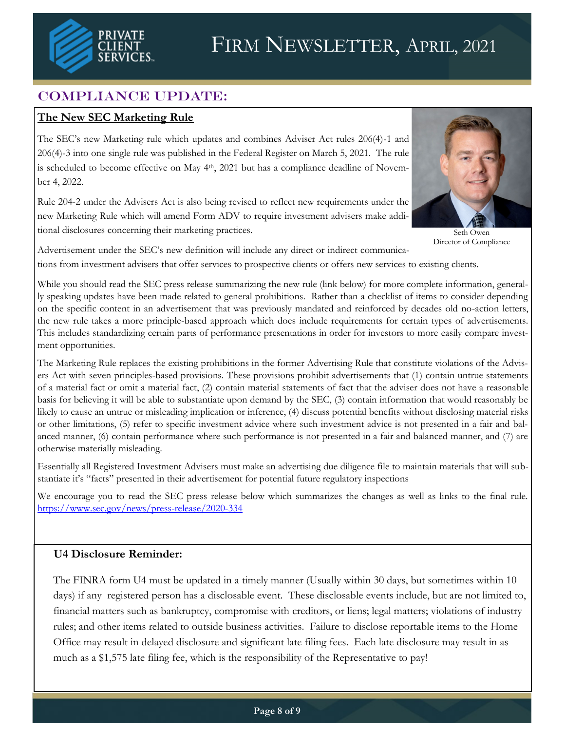# Firm Newsletter, April, 2021

## COMPLIANCE UPDATE:

### The New SEC Marketing Rule

The SEC's new Marketing rule which updates and combines Adviser Act rules 206(4)-1 and 206(4)-3 into one single rule was published in the Federal Register on March 5, 2021. The rule is scheduled to become effective on May 4th, 2021 but has a compliance deadline of November 4, 2022.

Rule 204-2 under the Advisers Act is also being revised to reflect new requirements under the new Marketing Rule which will amend Form ADV to require investment advisers make additional disclosures concerning their marketing practices.

Seth Owen
Director of Compliance

Advertisement under the SEC's new definition will include any direct or indirect communications from investment advisers that offer services to prospective clients or offers new services to existing clients.

While you should read the SEC press release summarizing the new rule (link below) for more complete information, generally speaking updates have been made related to general prohibitions. Rather than a checklist of items to consider depending on the specific content in an advertisement that was previously mandated and reinforced by decades old no-action letters, the new rule takes a more principle-based approach which does include requirements for certain types of advertisements. This includes standardizing certain parts of performance presentations in order for investors to more easily compare investment opportunities.

The Marketing Rule replaces the existing prohibitions in the former Advertising Rule that constitute violations of the Advisers Act with seven principles-based provisions. These provisions prohibit advertisements that (1) contain untrue statements of a material fact or omit a material fact, (2) contain material statements of fact that the adviser does not have a reasonable basis for believing it will be able to substantiate upon demand by the SEC, (3) contain information that would reasonably be likely to cause an untrue or misleading implication or inference, (4) discuss potential benefits without disclosing material risks or other limitations, (5) refer to specific investment advice where such investment advice is not presented in a fair and balanced manner, (6) contain performance where such performance is not presented in a fair and balanced manner, and (7) are otherwise materially misleading.

Essentially all Registered Investment Advisers must make an advertising due diligence file to maintain materials that will substantiate it's "facts" presented in their advertisement for potential future regulatory inspections

We encourage you to read the SEC press release below which summarizes the changes as well as links to the final rule. https://www.sec.gov/news/press-release/2020-334

### U4 Disclosure Reminder:

The FINRA form U4 must be updated in a timely manner (Usually within 30 days, but sometimes within 10 days) if any registered person has a disclosable event. These disclosable events include, but are not limited to, financial matters such as bankruptcy, compromise with creditors, or liens; legal matters; violations of industry rules; and other items related to outside business activities. Failure to disclose reportable items to the Home Office may result in delayed disclosure and significant late filing fees. Each late disclosure may result in as much as a $1,575 late filing fee, which is the responsibility of the Representative to pay!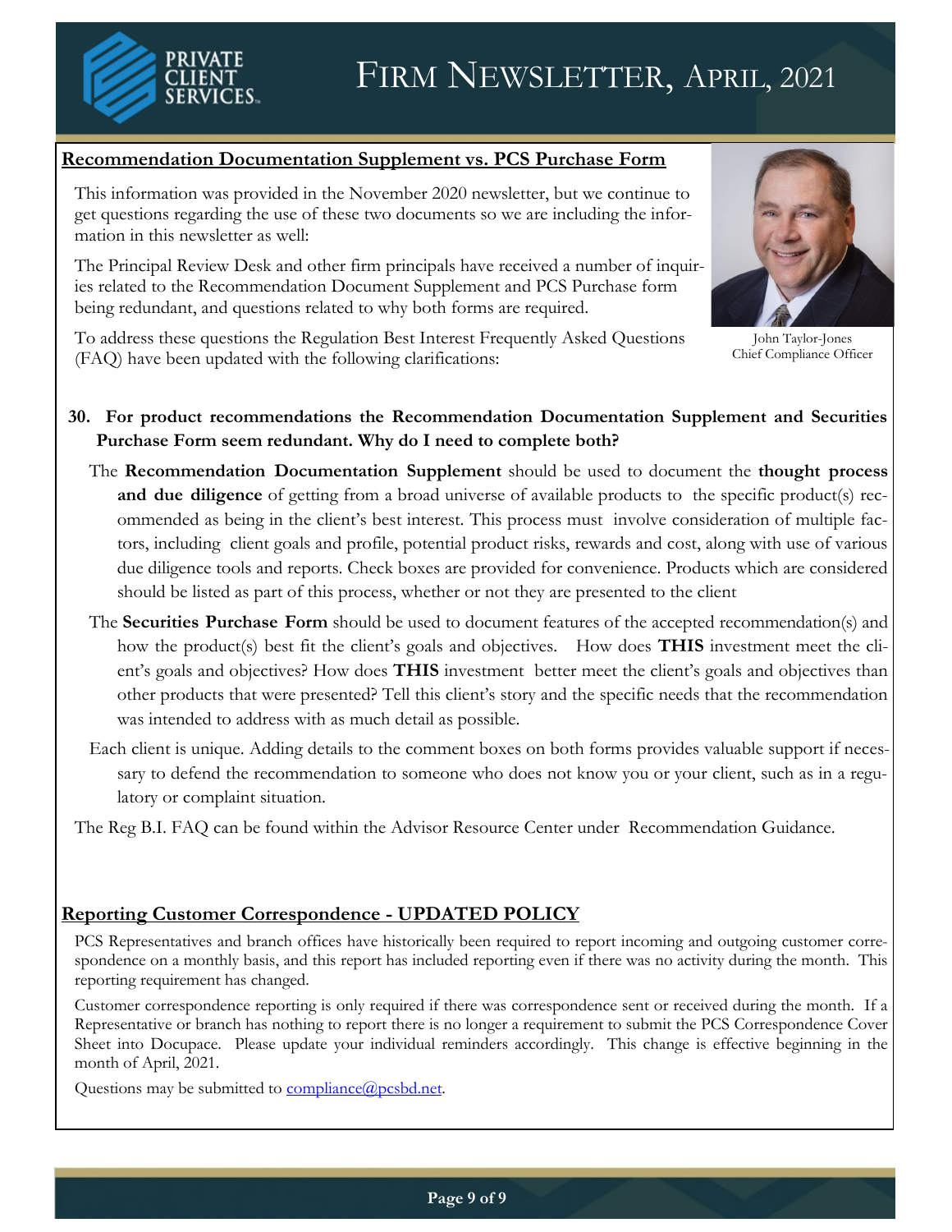## Recommendation Documentation Supplement vs. PCS Purchase Form

This information was provided in the November 2020 newsletter, but we continue to get questions regarding the use of these two documents so we are including the information in this newsletter as well:

The Principal Review Desk and other firm principals have received a number of inquiries related to the Recommendation Document Supplement and PCS Purchase form being redundant, and questions related to why both forms are required.

To address these questions the Regulation Best Interest Frequently Asked Questions (FAQ) have been updated with the following clarifications:

John Taylor-Jones
Chief Compliance Officer

**30. For product recommendations the Recommendation Documentation Supplement and Securities Purchase Form seem redundant. Why do I need to complete both?**

The **Recommendation Documentation Supplement** should be used to document the **thought process and due diligence** of getting from a broad universe of available products to the specific product(s) recommended as being in the client's best interest. This process must involve consideration of multiple factors, including client goals and profile, potential product risks, rewards and cost, along with use of various due diligence tools and reports. Check boxes are provided for convenience. Products which are considered should be listed as part of this process, whether or not they are presented to the client

The **Securities Purchase Form** should be used to document features of the accepted recommendation(s) and how the product(s) best fit the client's goals and objectives. How does **THIS** investment meet the client's goals and objectives? How does **THIS** investment better meet the client's goals and objectives than other products that were presented? Tell this client's story and the specific needs that the recommendation was intended to address with as much detail as possible.

Each client is unique. Adding details to the comment boxes on both forms provides valuable support if necessary to defend the recommendation to someone who does not know you or your client, such as in a regulatory or complaint situation.

The Reg B.I. FAQ can be found within the Advisor Resource Center under Recommendation Guidance.

## Reporting Customer Correspondence - UPDATED POLICY

PCS Representatives and branch offices have historically been required to report incoming and outgoing customer correspondence on a monthly basis, and this report has included reporting even if there was no activity during the month. This reporting requirement has changed.

Customer correspondence reporting is only required if there was correspondence sent or received during the month. If a Representative or branch has nothing to report there is no longer a requirement to submit the PCS Correspondence Cover Sheet into Docupace. Please update your individual reminders accordingly. This change is effective beginning in the month of April, 2021.

Questions may be submitted to compliance@pcsbd.net.